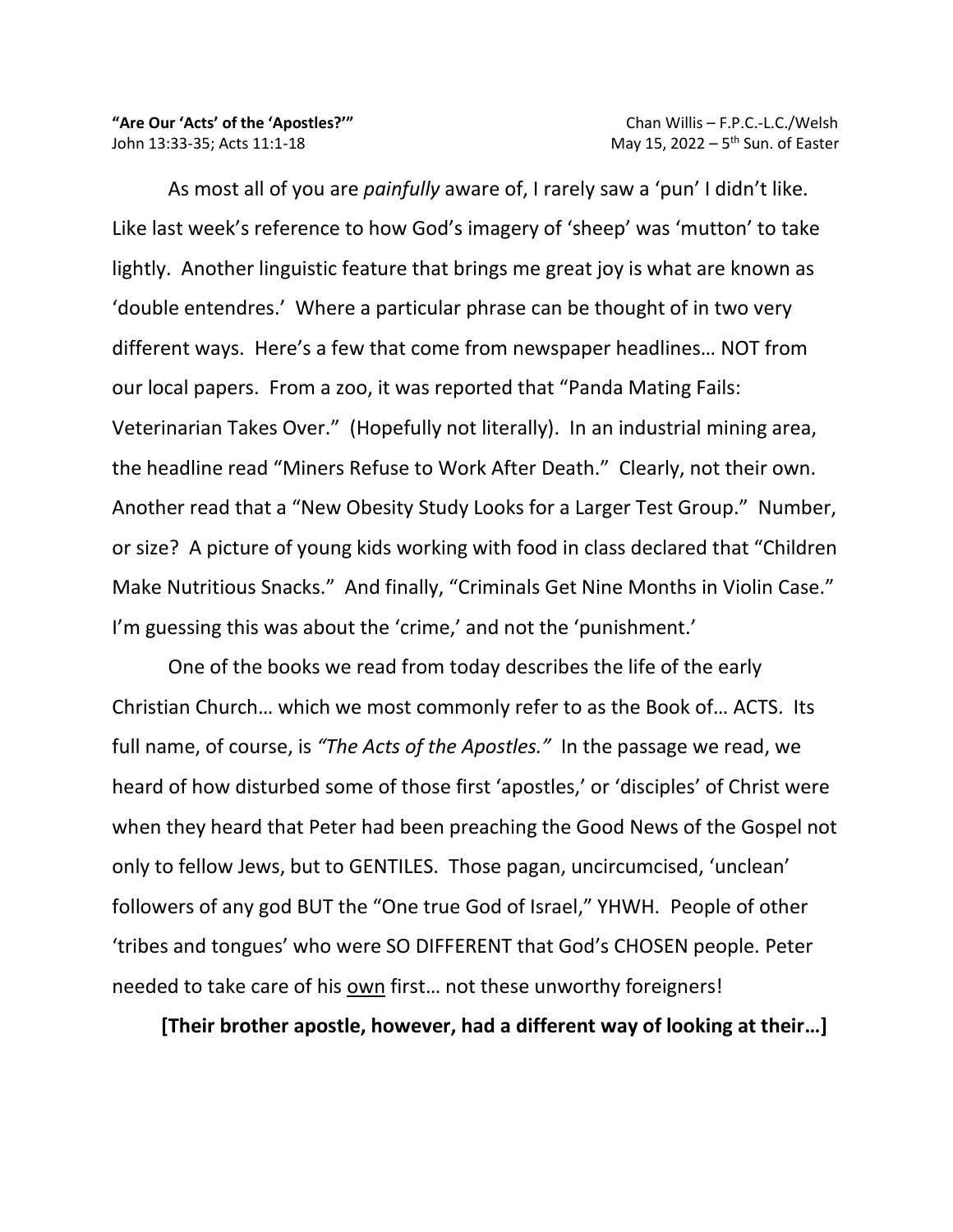**"Are Our 'Acts' of the 'Apostles?'"**
John 13:33-35; Acts 11:1-18

Chan Willis – F.P.C.-L.C./Welsh
May 15, 2022 – 5th Sun. of Easter

As most all of you are *painfully* aware of, I rarely saw a 'pun' I didn't like. Like last week's reference to how God's imagery of 'sheep' was 'mutton' to take lightly. Another linguistic feature that brings me great joy is what are known as 'double entendres.' Where a particular phrase can be thought of in two very different ways. Here's a few that come from newspaper headlines… NOT from our local papers. From a zoo, it was reported that "Panda Mating Fails: Veterinarian Takes Over." (Hopefully not literally). In an industrial mining area, the headline read "Miners Refuse to Work After Death." Clearly, not their own. Another read that a "New Obesity Study Looks for a Larger Test Group." Number, or size? A picture of young kids working with food in class declared that "Children Make Nutritious Snacks." And finally, "Criminals Get Nine Months in Violin Case." I'm guessing this was about the 'crime,' and not the 'punishment.'

One of the books we read from today describes the life of the early Christian Church… which we most commonly refer to as the Book of… ACTS. Its full name, of course, is *"The Acts of the Apostles."* In the passage we read, we heard of how disturbed some of those first 'apostles,' or 'disciples' of Christ were when they heard that Peter had been preaching the Good News of the Gospel not only to fellow Jews, but to GENTILES. Those pagan, uncircumcised, 'unclean' followers of any god BUT the "One true God of Israel," YHWH. People of other 'tribes and tongues' who were SO DIFFERENT that God's CHOSEN people. Peter needed to take care of his <u>own</u> first… not these unworthy foreigners!

**[Their brother apostle, however, had a different way of looking at their…]**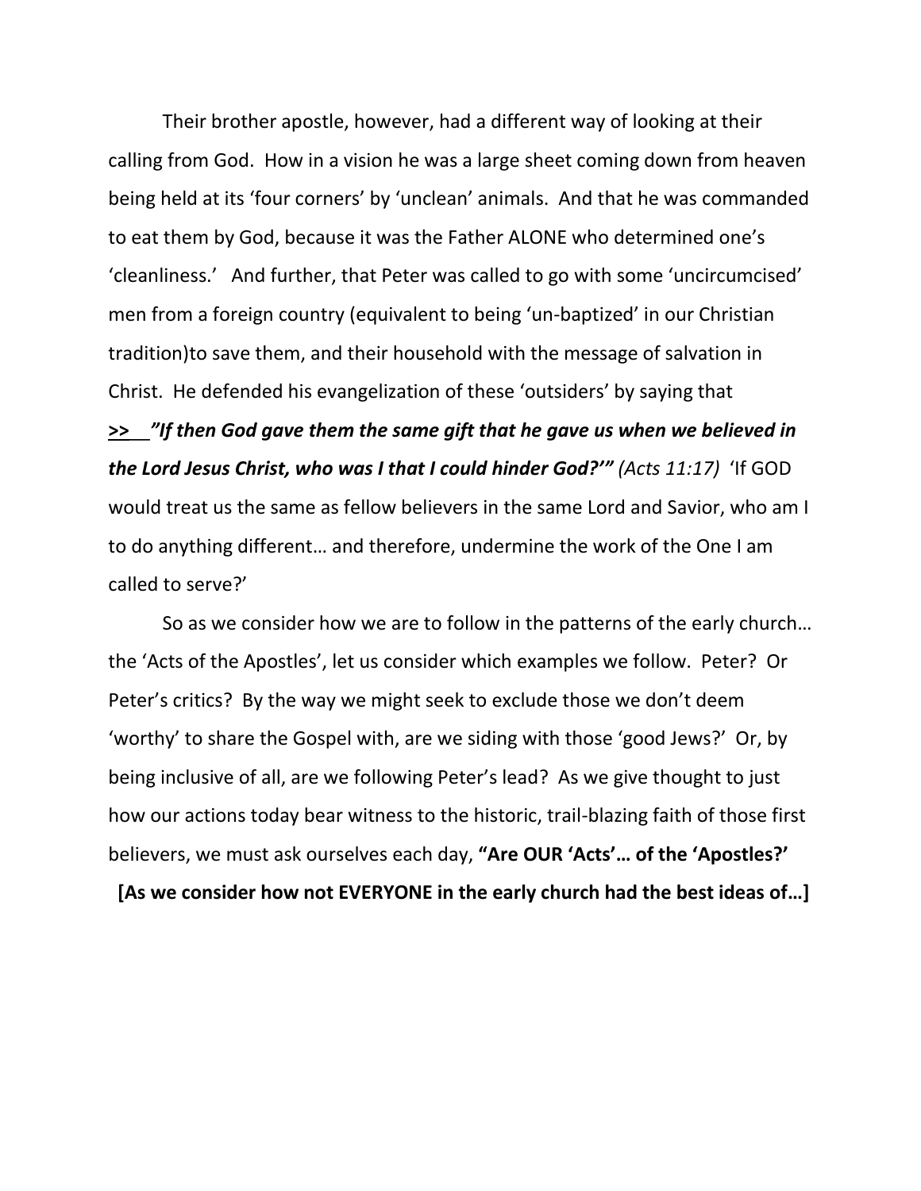Their brother apostle, however, had a different way of looking at their calling from God. How in a vision he was a large sheet coming down from heaven being held at its 'four corners' by 'unclean' animals. And that he was commanded to eat them by God, because it was the Father ALONE who determined one's 'cleanliness.' And further, that Peter was called to go with some 'uncircumcised' men from a foreign country (equivalent to being 'un-baptized' in our Christian tradition)to save them, and their household with the message of salvation in Christ. He defended his evangelization of these 'outsiders' by saying that

**>>** ***"If then God gave them the same gift that he gave us when we believed in the Lord Jesus Christ, who was I that I could hinder God?'"*** *(Acts 11:17)* 'If GOD would treat us the same as fellow believers in the same Lord and Savior, who am I to do anything different… and therefore, undermine the work of the One I am called to serve?'

So as we consider how we are to follow in the patterns of the early church… the 'Acts of the Apostles', let us consider which examples we follow. Peter? Or Peter's critics? By the way we might seek to exclude those we don't deem 'worthy' to share the Gospel with, are we siding with those 'good Jews?' Or, by being inclusive of all, are we following Peter's lead? As we give thought to just how our actions today bear witness to the historic, trail-blazing faith of those first believers, we must ask ourselves each day, **"Are OUR 'Acts'… of the 'Apostles?'**

**[As we consider how not EVERYONE in the early church had the best ideas of…]**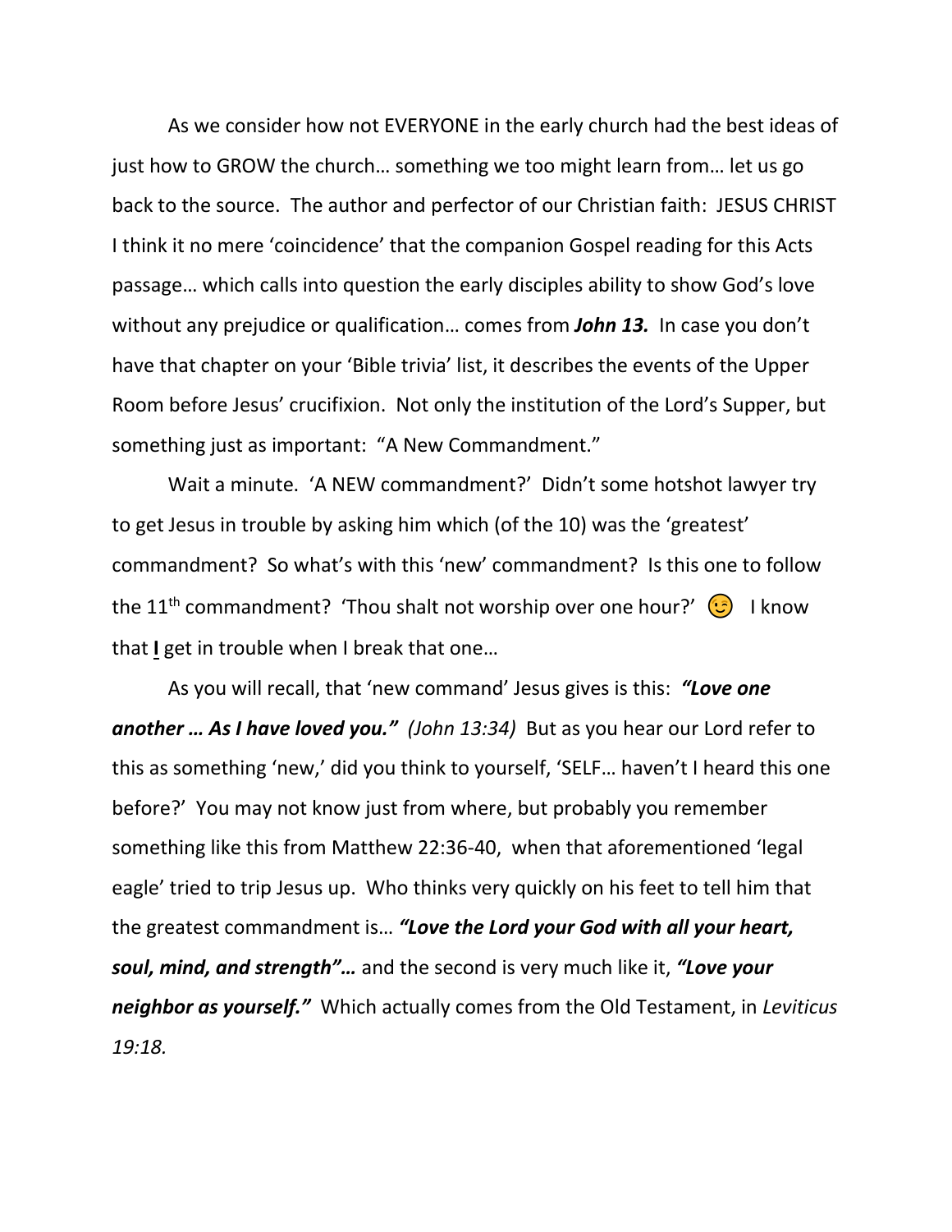As we consider how not EVERYONE in the early church had the best ideas of just how to GROW the church… something we too might learn from… let us go back to the source. The author and perfector of our Christian faith: JESUS CHRIST I think it no mere 'coincidence' that the companion Gospel reading for this Acts passage… which calls into question the early disciples ability to show God's love without any prejudice or qualification… comes from ***John 13.*** In case you don't have that chapter on your 'Bible trivia' list, it describes the events of the Upper Room before Jesus' crucifixion. Not only the institution of the Lord's Supper, but something just as important: "A New Commandment."

Wait a minute. 'A NEW commandment?' Didn't some hotshot lawyer try to get Jesus in trouble by asking him which (of the 10) was the 'greatest' commandment? So what's with this 'new' commandment? Is this one to follow the 11th commandment? 'Thou shalt not worship over one hour?' 😉 I know that **I** get in trouble when I break that one…

As you will recall, that 'new command' Jesus gives is this: ***"Love one another … As I have loved you."*** *(John 13:34)* But as you hear our Lord refer to this as something 'new,' did you think to yourself, 'SELF… haven't I heard this one before?' You may not know just from where, but probably you remember something like this from Matthew 22:36-40, when that aforementioned 'legal eagle' tried to trip Jesus up. Who thinks very quickly on his feet to tell him that the greatest commandment is… ***"Love the Lord your God with all your heart, soul, mind, and strength"…*** and the second is very much like it, ***"Love your neighbor as yourself."*** Which actually comes from the Old Testament, in *Leviticus 19:18.*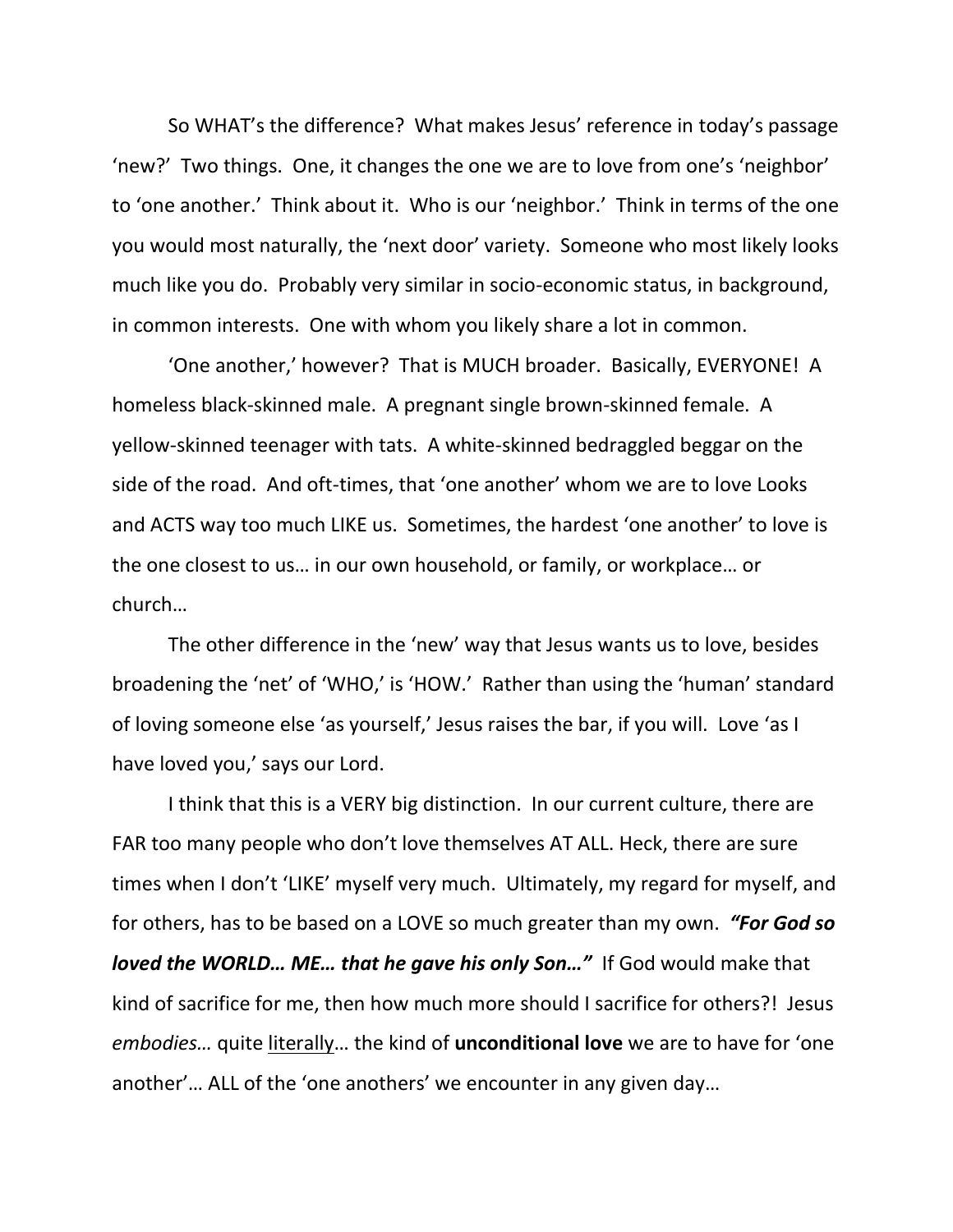So WHAT's the difference? What makes Jesus' reference in today's passage 'new?' Two things. One, it changes the one we are to love from one's 'neighbor' to 'one another.' Think about it. Who is our 'neighbor.' Think in terms of the one you would most naturally, the 'next door' variety. Someone who most likely looks much like you do. Probably very similar in socio-economic status, in background, in common interests. One with whom you likely share a lot in common.

'One another,' however? That is MUCH broader. Basically, EVERYONE! A homeless black-skinned male. A pregnant single brown-skinned female. A yellow-skinned teenager with tats. A white-skinned bedraggled beggar on the side of the road. And oft-times, that 'one another' whom we are to love Looks and ACTS way too much LIKE us. Sometimes, the hardest 'one another' to love is the one closest to us… in our own household, or family, or workplace… or church…

The other difference in the 'new' way that Jesus wants us to love, besides broadening the 'net' of 'WHO,' is 'HOW.' Rather than using the 'human' standard of loving someone else 'as yourself,' Jesus raises the bar, if you will. Love 'as I have loved you,' says our Lord.

I think that this is a VERY big distinction. In our current culture, there are FAR too many people who don't love themselves AT ALL. Heck, there are sure times when I don't 'LIKE' myself very much. Ultimately, my regard for myself, and for others, has to be based on a LOVE so much greater than my own. ***"For God so loved the WORLD… ME… that he gave his only Son…"*** If God would make that kind of sacrifice for me, then how much more should I sacrifice for others?! Jesus *embodies…* quite <u>literally</u>… the kind of **unconditional love** we are to have for 'one another'… ALL of the 'one anothers' we encounter in any given day…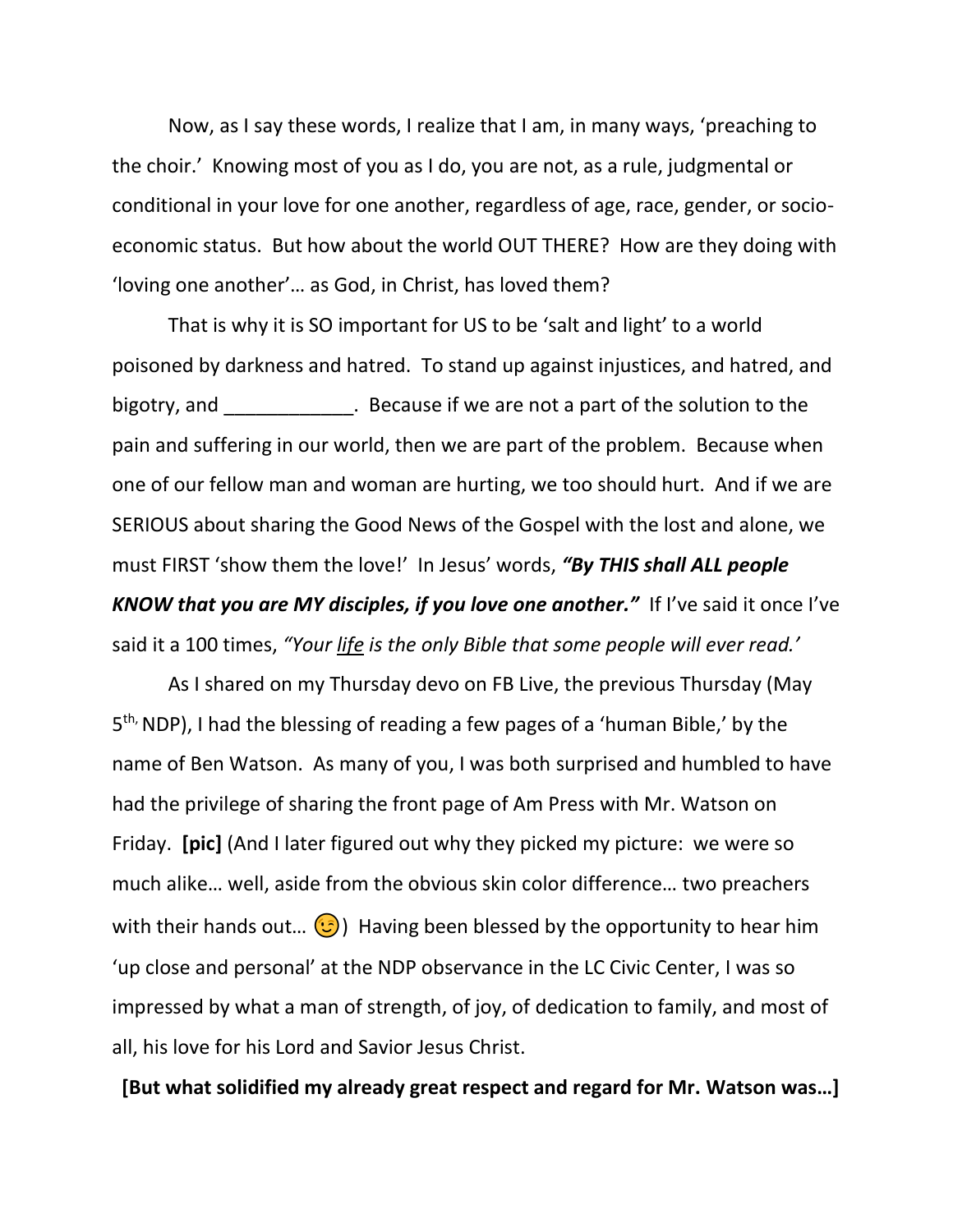Now, as I say these words, I realize that I am, in many ways, 'preaching to the choir.' Knowing most of you as I do, you are not, as a rule, judgmental or conditional in your love for one another, regardless of age, race, gender, or socio-economic status. But how about the world OUT THERE? How are they doing with 'loving one another'… as God, in Christ, has loved them?

That is why it is SO important for US to be 'salt and light' to a world poisoned by darkness and hatred. To stand up against injustices, and hatred, and bigotry, and ____________. Because if we are not a part of the solution to the pain and suffering in our world, then we are part of the problem. Because when one of our fellow man and woman are hurting, we too should hurt. And if we are SERIOUS about sharing the Good News of the Gospel with the lost and alone, we must FIRST 'show them the love!' In Jesus' words, ***"By THIS shall ALL people KNOW that you are MY disciples, if you love one another."*** If I've said it once I've said it a 100 times, *"Your <u>life</u> is the only Bible that some people will ever read.'*

As I shared on my Thursday devo on FB Live, the previous Thursday (May 5th, NDP), I had the blessing of reading a few pages of a 'human Bible,' by the name of Ben Watson. As many of you, I was both surprised and humbled to have had the privilege of sharing the front page of Am Press with Mr. Watson on Friday. **[pic]** (And I later figured out why they picked my picture: we were so much alike… well, aside from the obvious skin color difference… two preachers with their hands out… 😉) Having been blessed by the opportunity to hear him 'up close and personal' at the NDP observance in the LC Civic Center, I was so impressed by what a man of strength, of joy, of dedication to family, and most of all, his love for his Lord and Savior Jesus Christ.

**[But what solidified my already great respect and regard for Mr. Watson was…]**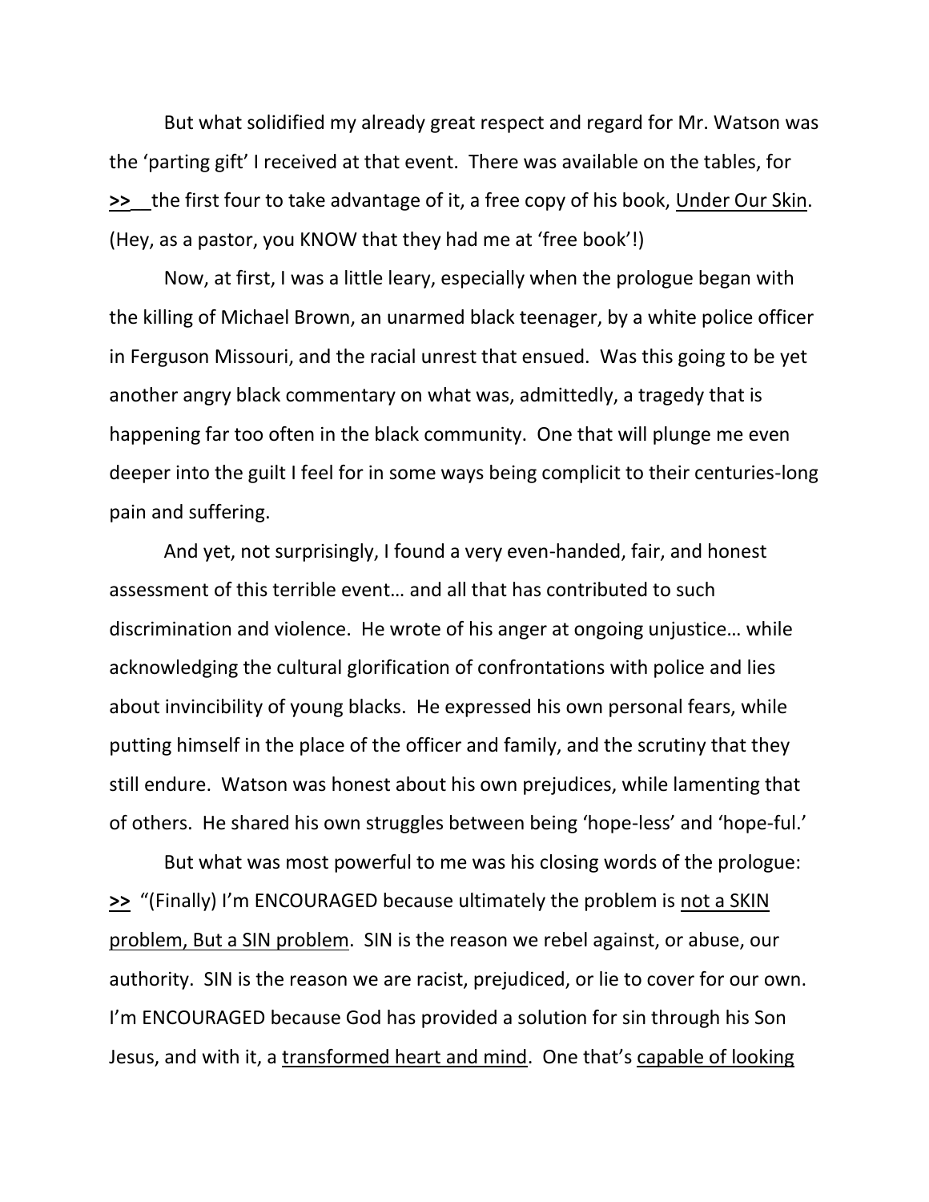But what solidified my already great respect and regard for Mr. Watson was the 'parting gift' I received at that event. There was available on the tables, for **>>**__the first four to take advantage of it, a free copy of his book, Under Our Skin. (Hey, as a pastor, you KNOW that they had me at 'free book'!)

Now, at first, I was a little leary, especially when the prologue began with the killing of Michael Brown, an unarmed black teenager, by a white police officer in Ferguson Missouri, and the racial unrest that ensued. Was this going to be yet another angry black commentary on what was, admittedly, a tragedy that is happening far too often in the black community. One that will plunge me even deeper into the guilt I feel for in some ways being complicit to their centuries-long pain and suffering.

And yet, not surprisingly, I found a very even-handed, fair, and honest assessment of this terrible event… and all that has contributed to such discrimination and violence. He wrote of his anger at ongoing unjustice… while acknowledging the cultural glorification of confrontations with police and lies about invincibility of young blacks. He expressed his own personal fears, while putting himself in the place of the officer and family, and the scrutiny that they still endure. Watson was honest about his own prejudices, while lamenting that of others. He shared his own struggles between being 'hope-less' and 'hope-ful.'

But what was most powerful to me was his closing words of the prologue: **>>** "(Finally) I'm ENCOURAGED because ultimately the problem is not a SKIN problem, But a SIN problem. SIN is the reason we rebel against, or abuse, our authority. SIN is the reason we are racist, prejudiced, or lie to cover for our own. I'm ENCOURAGED because God has provided a solution for sin through his Son Jesus, and with it, a transformed heart and mind. One that's capable of looking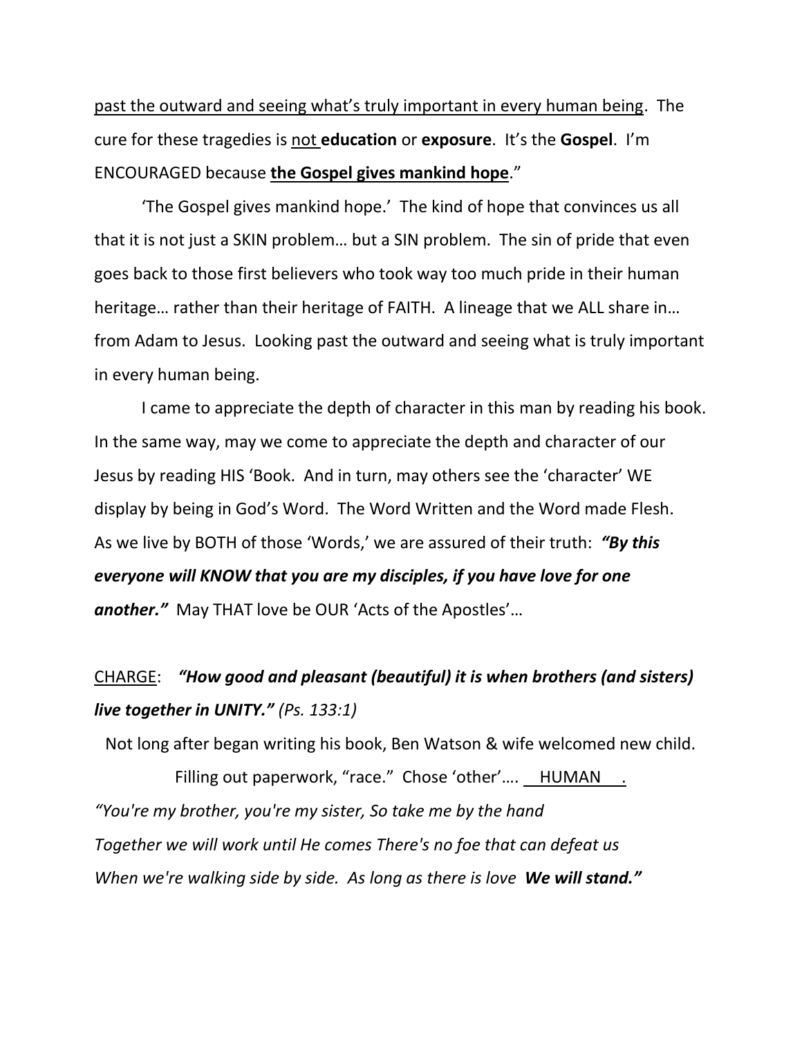<u>past the outward and seeing what's truly important in every human being</u>. The cure for these tragedies is <u>not</u> **education** or **exposure**. It's the **Gospel**. I'm ENCOURAGED because <u>**the Gospel gives mankind hope**</u>."

'The Gospel gives mankind hope.' The kind of hope that convinces us all that it is not just a SKIN problem… but a SIN problem. The sin of pride that even goes back to those first believers who took way too much pride in their human heritage… rather than their heritage of FAITH. A lineage that we ALL share in… from Adam to Jesus. Looking past the outward and seeing what is truly important in every human being.

I came to appreciate the depth of character in this man by reading his book. In the same way, may we come to appreciate the depth and character of our Jesus by reading HIS 'Book. And in turn, may others see the 'character' WE display by being in God's Word. The Word Written and the Word made Flesh. As we live by BOTH of those 'Words,' we are assured of their truth: ***"By this everyone will KNOW that you are my disciples, if you have love for one another."*** May THAT love be OUR 'Acts of the Apostles'…

<u>CHARGE</u>: ***"How good and pleasant (beautiful) it is when brothers (and sisters) live together in UNITY."*** *(Ps. 133:1)*

Not long after began writing his book, Ben Watson & wife welcomed new child.

Filling out paperwork, "race." Chose 'other'…. <u>HUMAN .</u>

*"You're my brother, you're my sister, So take me by the hand*
*Together we will work until He comes There's no foe that can defeat us*
*When we're walking side by side. As long as there is love* ***We will stand."***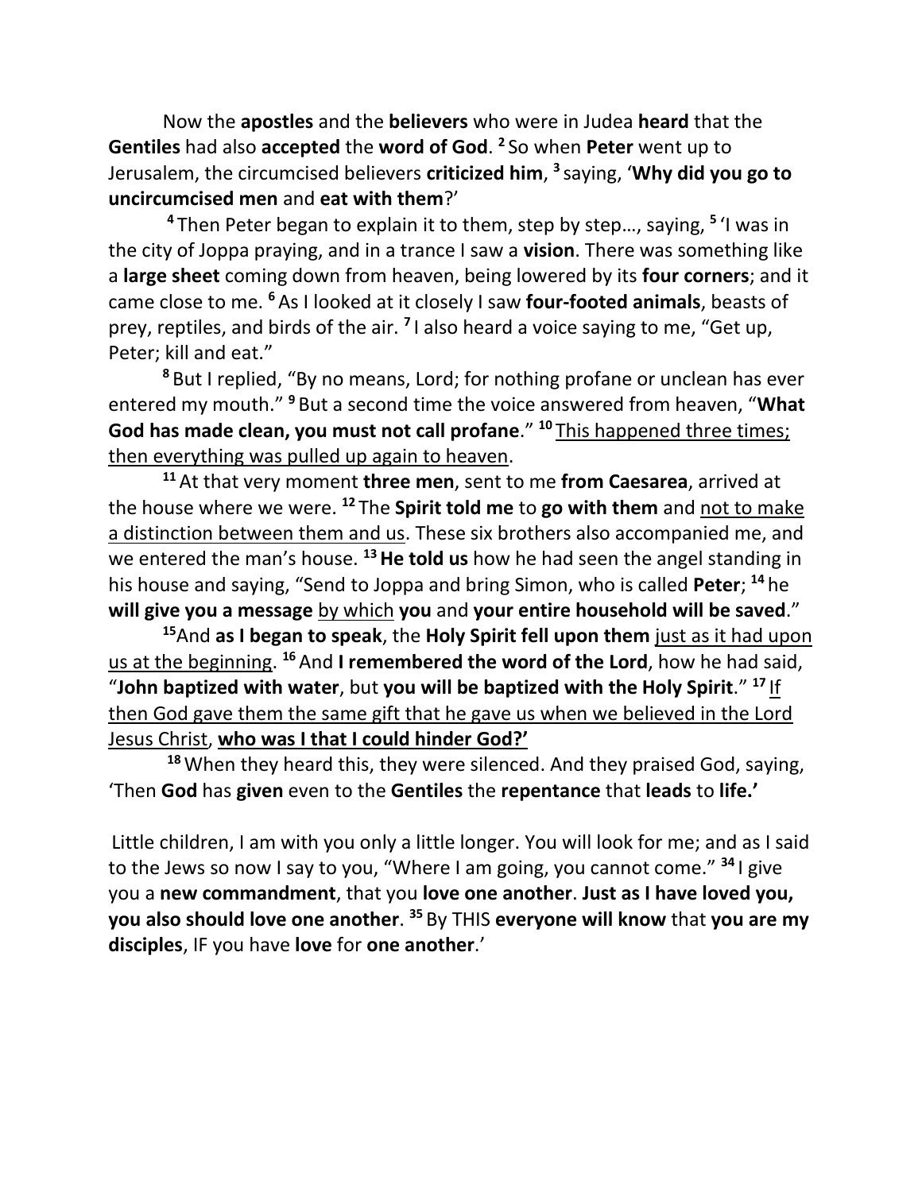Now the **apostles** and the **believers** who were in Judea **heard** that the **Gentiles** had also **accepted** the **word of God**. [2] So when **Peter** went up to Jerusalem, the circumcised believers **criticized him**, [3] saying, '**Why did you go to uncircumcised men** and **eat with them**?'

[4] Then Peter began to explain it to them, step by step…, saying, [5] 'I was in the city of Joppa praying, and in a trance I saw a **vision**. There was something like a **large sheet** coming down from heaven, being lowered by its **four corners**; and it came close to me. [6] As I looked at it closely I saw **four-footed animals**, beasts of prey, reptiles, and birds of the air. [7] I also heard a voice saying to me, "Get up, Peter; kill and eat."

[8] But I replied, "By no means, Lord; for nothing profane or unclean has ever entered my mouth." [9] But a second time the voice answered from heaven, "**What God has made clean, you must not call profane**." [10] <u>This happened three times; then everything was pulled up again to heaven</u>.

[11] At that very moment **three men**, sent to me **from Caesarea**, arrived at the house where we were. [12] The **Spirit told me** to **go with them** and <u>not to make a distinction between them and us</u>. These six brothers also accompanied me, and we entered the man's house. [13] **He told us** how he had seen the angel standing in his house and saying, "Send to Joppa and bring Simon, who is called **Peter**; [14] he **will give you a message** <u>by which</u> **you** and **your entire household will be saved**."

[15] And **as I began to speak**, the **Holy Spirit fell upon them** <u>just as it had upon us at the beginning</u>. [16] And **I remembered the word of the Lord**, how he had said, "**John baptized with water**, but **you will be baptized with the Holy Spirit**." [17] <u>If then God gave them the same gift that he gave us when we believed in the Lord Jesus Christ</u>, <u>**who was I that I could hinder God?'**</u>

[18] When they heard this, they were silenced. And they praised God, saying, 'Then **God** has **given** even to the **Gentiles** the **repentance** that **leads** to **life.'**

Little children, I am with you only a little longer. You will look for me; and as I said to the Jews so now I say to you, "Where I am going, you cannot come." [34] I give you a **new commandment**, that you **love one another**. **Just as I have loved you, you also should love one another**. [35] By THIS **everyone will know** that **you are my disciples**, IF you have **love** for **one another**.'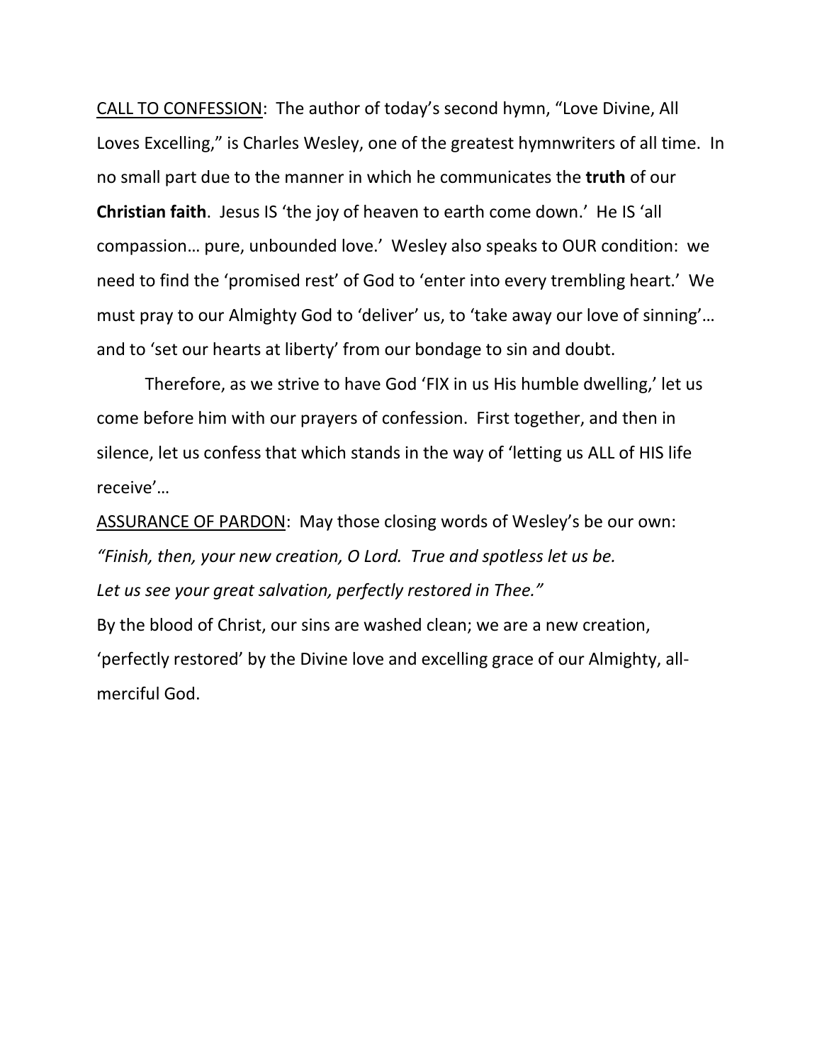<u>CALL TO CONFESSION</u>: The author of today's second hymn, "Love Divine, All Loves Excelling," is Charles Wesley, one of the greatest hymnwriters of all time. In no small part due to the manner in which he communicates the **truth** of our **Christian faith**. Jesus IS 'the joy of heaven to earth come down.' He IS 'all compassion… pure, unbounded love.' Wesley also speaks to OUR condition: we need to find the 'promised rest' of God to 'enter into every trembling heart.' We must pray to our Almighty God to 'deliver' us, to 'take away our love of sinning'… and to 'set our hearts at liberty' from our bondage to sin and doubt.

Therefore, as we strive to have God 'FIX in us His humble dwelling,' let us come before him with our prayers of confession. First together, and then in silence, let us confess that which stands in the way of 'letting us ALL of HIS life receive'…

<u>ASSURANCE OF PARDON</u>: May those closing words of Wesley's be our own:
*"Finish, then, your new creation, O Lord. True and spotless let us be.*
*Let us see your great salvation, perfectly restored in Thee."*
By the blood of Christ, our sins are washed clean; we are a new creation, 'perfectly restored' by the Divine love and excelling grace of our Almighty, all-merciful God.